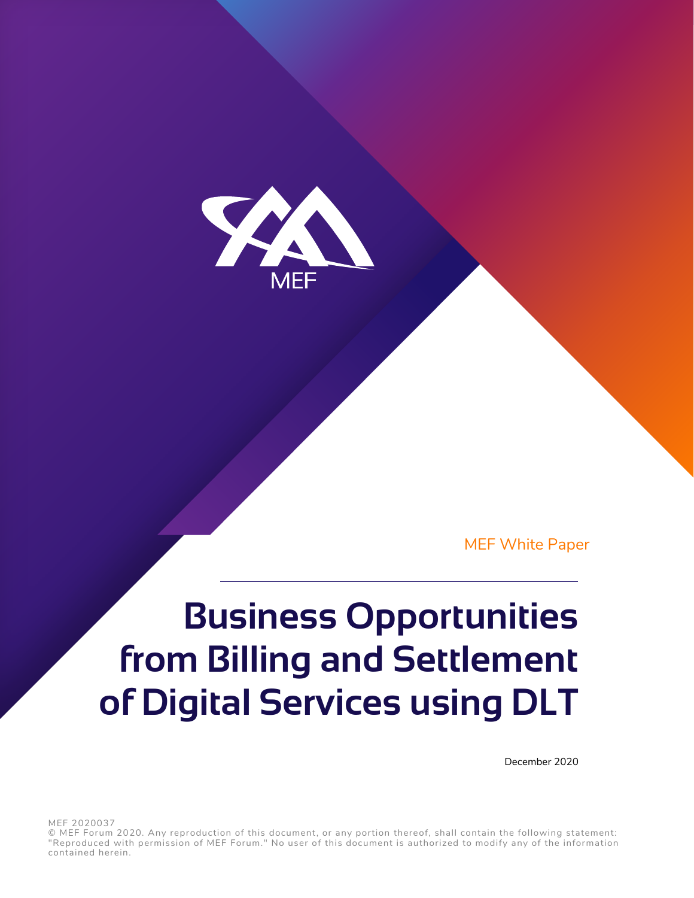MEF

MEF White Paper

# Business Opportunities from Billing and Settlement of Digital Services using DLT

December 2020

MEF 2020037

© MEF Forum 2020. Any reproduction of this document, or any portion thereof, shall contain the following statement: "Reproduced with permission of MEF Forum." No user of this document is authorized to modify any of the information contained herein.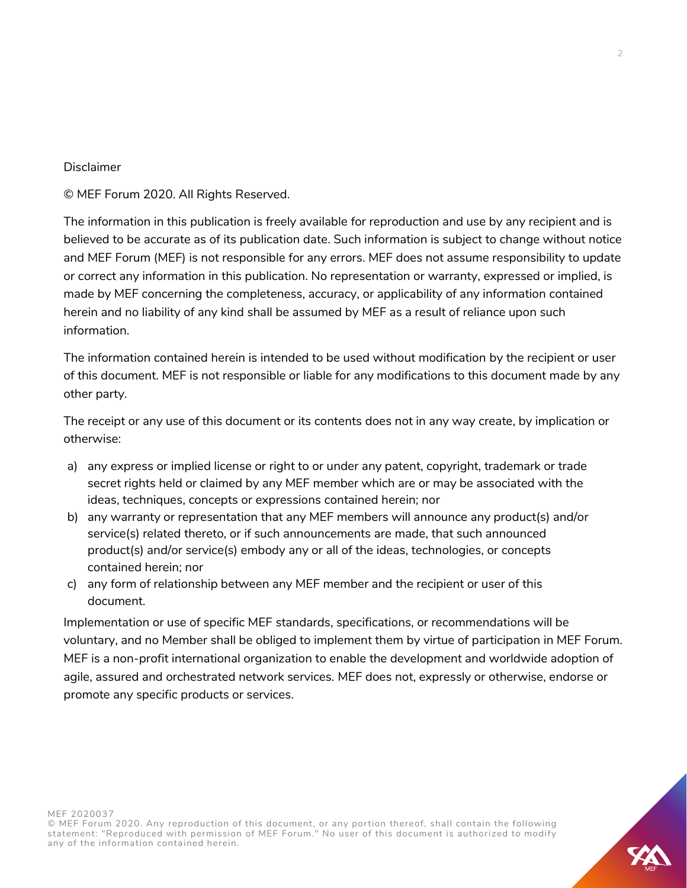Disclaimer

© MEF Forum 2020. All Rights Reserved.

The information in this publication is freely available for reproduction and use by any recipient and is believed to be accurate as of its publication date. Such information is subject to change without notice and MEF Forum (MEF) is not responsible for any errors. MEF does not assume responsibility to update or correct any information in this publication. No representation or warranty, expressed or implied, is made by MEF concerning the completeness, accuracy, or applicability of any information contained herein and no liability of any kind shall be assumed by MEF as a result of reliance upon such information.

The information contained herein is intended to be used without modification by the recipient or user of this document. MEF is not responsible or liable for any modifications to this document made by any other party.

The receipt or any use of this document or its contents does not in any way create, by implication or otherwise:

a) any express or implied license or right to or under any patent, copyright, trademark or trade secret rights held or claimed by any MEF member which are or may be associated with the ideas, techniques, concepts or expressions contained herein; nor
b) any warranty or representation that any MEF members will announce any product(s) and/or service(s) related thereto, or if such announcements are made, that such announced product(s) and/or service(s) embody any or all of the ideas, technologies, or concepts contained herein; nor
c) any form of relationship between any MEF member and the recipient or user of this document.

Implementation or use of specific MEF standards, specifications, or recommendations will be voluntary, and no Member shall be obliged to implement them by virtue of participation in MEF Forum. MEF is a non-profit international organization to enable the development and worldwide adoption of agile, assured and orchestrated network services. MEF does not, expressly or otherwise, endorse or promote any specific products or services.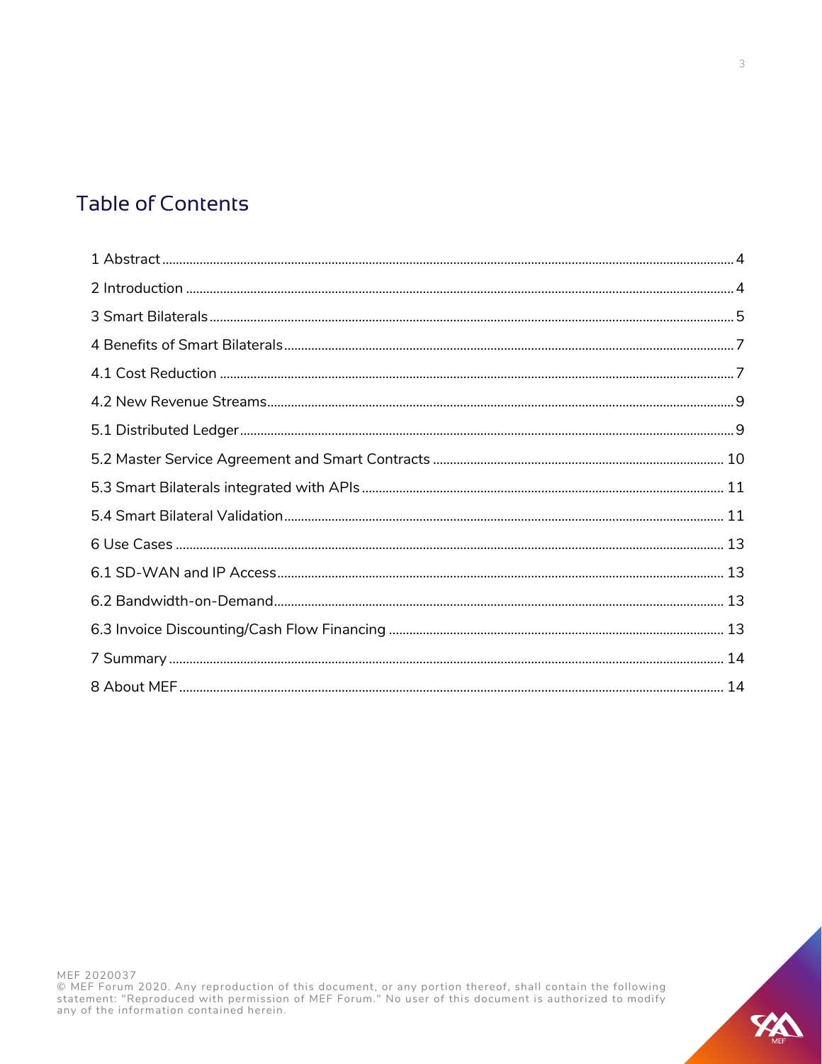# Table of Contents

1 Abstract ..... 4

2 Introduction ..... 4

3 Smart Bilaterals ..... 5

4 Benefits of Smart Bilaterals ..... 7

4.1 Cost Reduction ..... 7

4.2 New Revenue Streams ..... 9

5.1 Distributed Ledger ..... 9

5.2 Master Service Agreement and Smart Contracts ..... 10

5.3 Smart Bilaterals integrated with APIs ..... 11

5.4 Smart Bilateral Validation ..... 11

6 Use Cases ..... 13

6.1 SD-WAN and IP Access ..... 13

6.2 Bandwidth-on-Demand ..... 13

6.3 Invoice Discounting/Cash Flow Financing ..... 13

7 Summary ..... 14

8 About MEF ..... 14

MEF 2020037
© MEF Forum 2020. Any reproduction of this document, or any portion thereof, shall contain the following statement: "Reproduced with permission of MEF Forum." No user of this document is authorized to modify any of the information contained herein.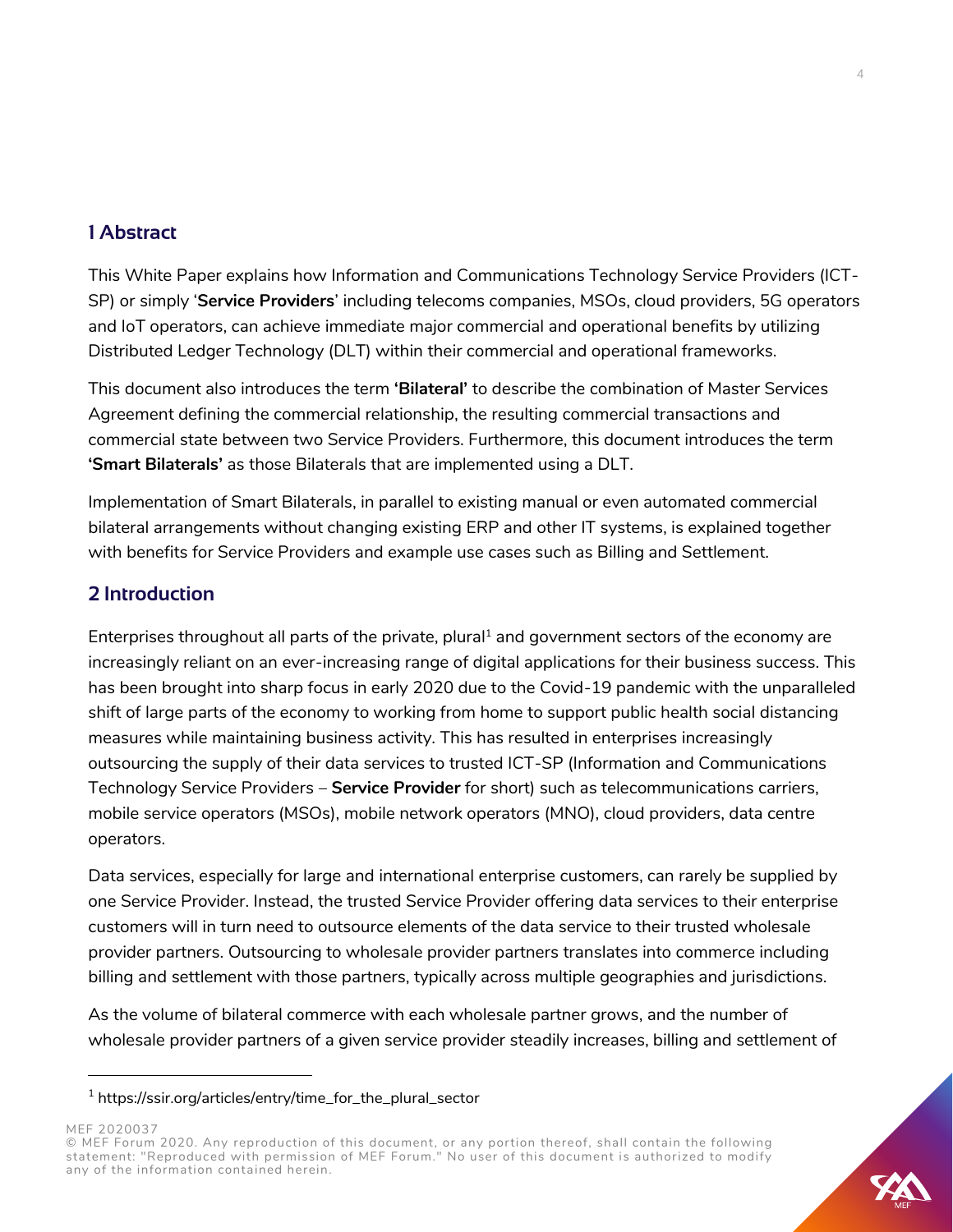## 1 Abstract

This White Paper explains how Information and Communications Technology Service Providers (ICT-SP) or simply '**Service Providers**' including telecoms companies, MSOs, cloud providers, 5G operators and IoT operators, can achieve immediate major commercial and operational benefits by utilizing Distributed Ledger Technology (DLT) within their commercial and operational frameworks.

This document also introduces the term **'Bilateral'** to describe the combination of Master Services Agreement defining the commercial relationship, the resulting commercial transactions and commercial state between two Service Providers. Furthermore, this document introduces the term **'Smart Bilaterals'** as those Bilaterals that are implemented using a DLT.

Implementation of Smart Bilaterals, in parallel to existing manual or even automated commercial bilateral arrangements without changing existing ERP and other IT systems, is explained together with benefits for Service Providers and example use cases such as Billing and Settlement.

## 2 Introduction

Enterprises throughout all parts of the private, plural[1] and government sectors of the economy are increasingly reliant on an ever-increasing range of digital applications for their business success. This has been brought into sharp focus in early 2020 due to the Covid-19 pandemic with the unparalleled shift of large parts of the economy to working from home to support public health social distancing measures while maintaining business activity. This has resulted in enterprises increasingly outsourcing the supply of their data services to trusted ICT-SP (Information and Communications Technology Service Providers – **Service Provider** for short) such as telecommunications carriers, mobile service operators (MSOs), mobile network operators (MNO), cloud providers, data centre operators.

Data services, especially for large and international enterprise customers, can rarely be supplied by one Service Provider. Instead, the trusted Service Provider offering data services to their enterprise customers will in turn need to outsource elements of the data service to their trusted wholesale provider partners. Outsourcing to wholesale provider partners translates into commerce including billing and settlement with those partners, typically across multiple geographies and jurisdictions.

As the volume of bilateral commerce with each wholesale partner grows, and the number of wholesale provider partners of a given service provider steadily increases, billing and settlement of

[1] https://ssir.org/articles/entry/time_for_the_plural_sector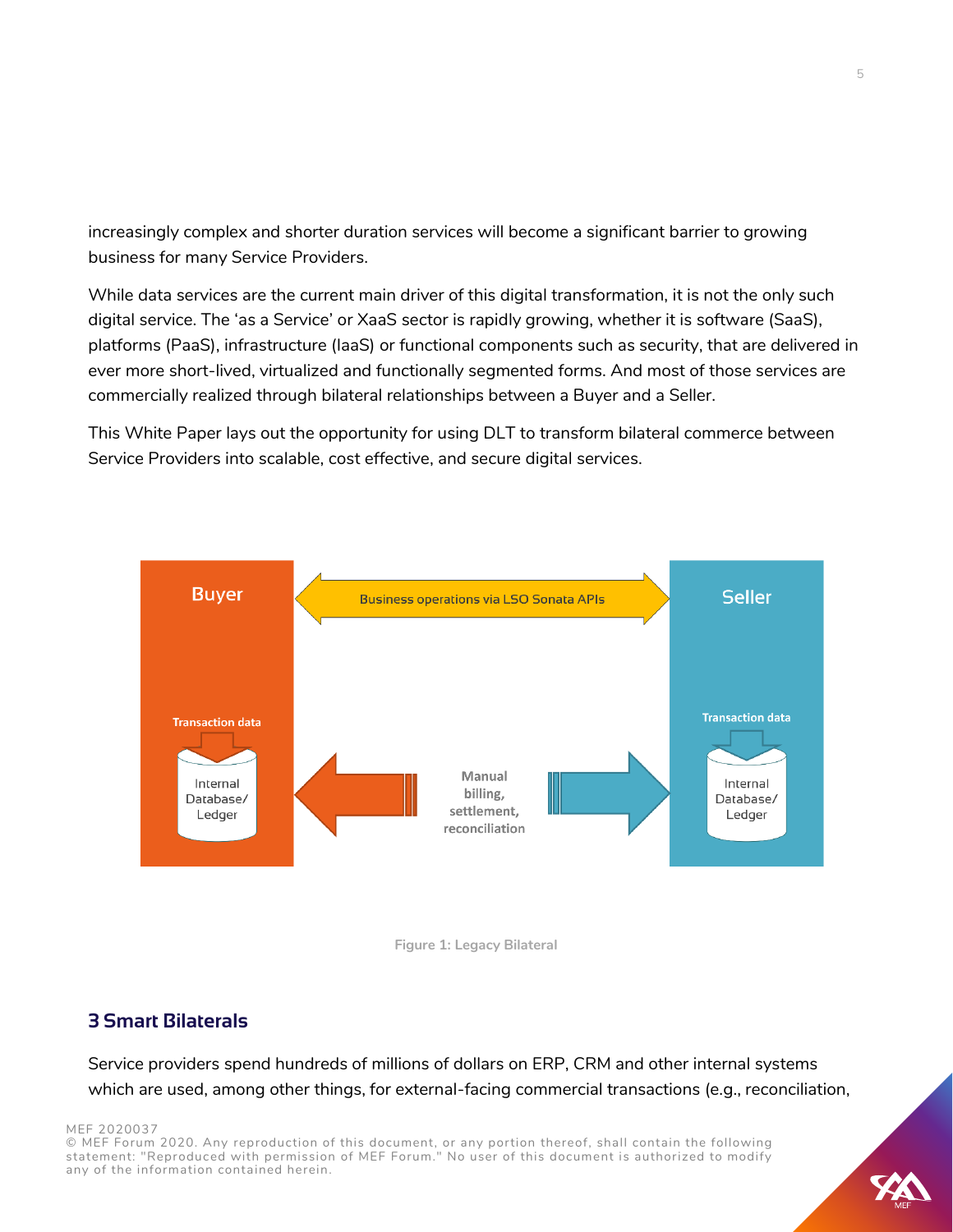increasingly complex and shorter duration services will become a significant barrier to growing business for many Service Providers.

While data services are the current main driver of this digital transformation, it is not the only such digital service. The 'as a Service' or XaaS sector is rapidly growing, whether it is software (SaaS), platforms (PaaS), infrastructure (IaaS) or functional components such as security, that are delivered in ever more short-lived, virtualized and functionally segmented forms. And most of those services are commercially realized through bilateral relationships between a Buyer and a Seller.

This White Paper lays out the opportunity for using DLT to transform bilateral commerce between Service Providers into scalable, cost effective, and secure digital services.

Buyer

Business operations via LSO Sonata APIs

Seller

Transaction data

Internal Database/ Ledger

Manual billing, settlement, reconciliation

Transaction data

Internal Database/ Ledger

Figure 1: Legacy Bilateral

## 3 Smart Bilaterals

Service providers spend hundreds of millions of dollars on ERP, CRM and other internal systems which are used, among other things, for external-facing commercial transactions (e.g., reconciliation,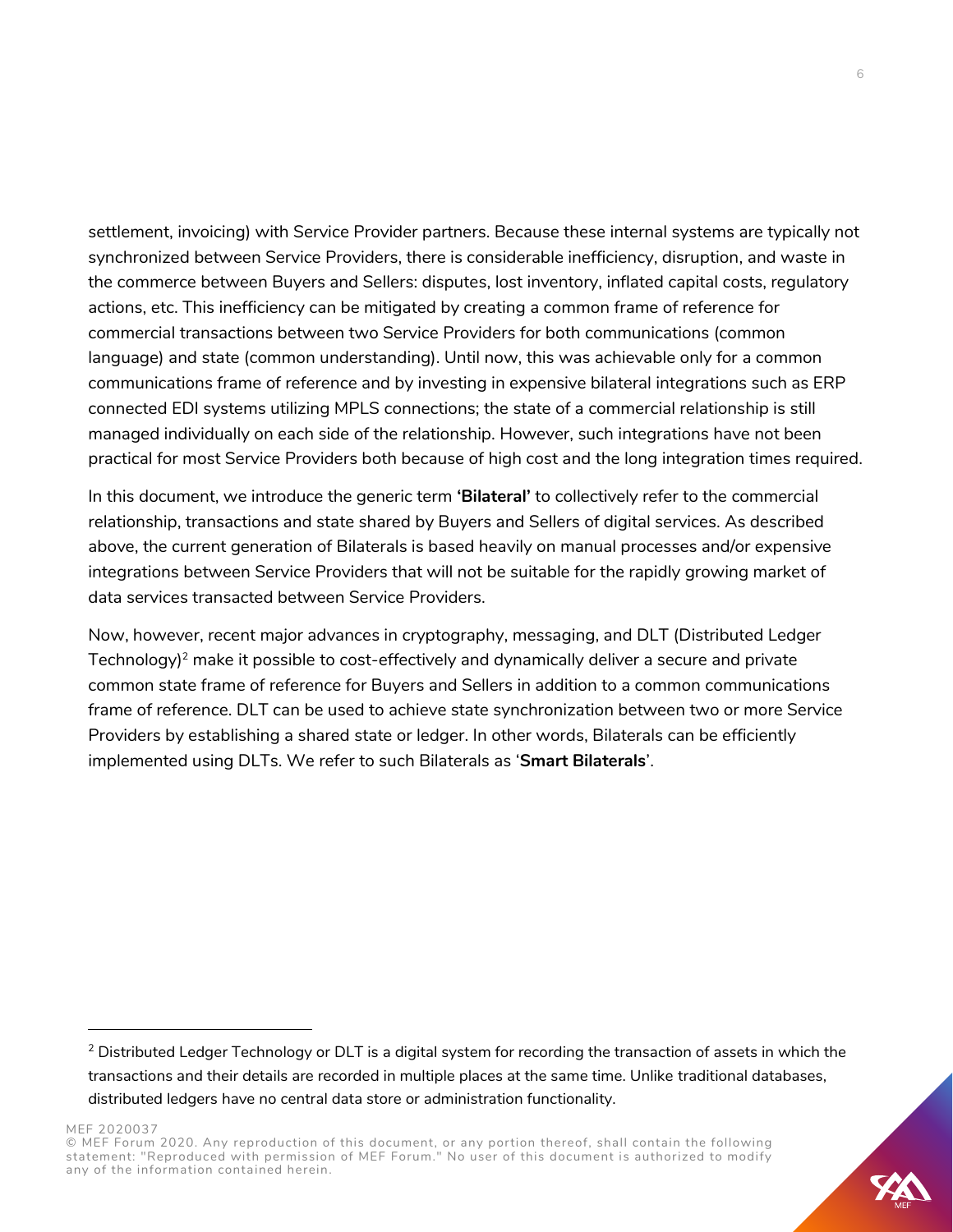settlement, invoicing) with Service Provider partners. Because these internal systems are typically not synchronized between Service Providers, there is considerable inefficiency, disruption, and waste in the commerce between Buyers and Sellers: disputes, lost inventory, inflated capital costs, regulatory actions, etc. This inefficiency can be mitigated by creating a common frame of reference for commercial transactions between two Service Providers for both communications (common language) and state (common understanding). Until now, this was achievable only for a common communications frame of reference and by investing in expensive bilateral integrations such as ERP connected EDI systems utilizing MPLS connections; the state of a commercial relationship is still managed individually on each side of the relationship. However, such integrations have not been practical for most Service Providers both because of high cost and the long integration times required.

In this document, we introduce the generic term **'Bilateral'** to collectively refer to the commercial relationship, transactions and state shared by Buyers and Sellers of digital services. As described above, the current generation of Bilaterals is based heavily on manual processes and/or expensive integrations between Service Providers that will not be suitable for the rapidly growing market of data services transacted between Service Providers.

Now, however, recent major advances in cryptography, messaging, and DLT (Distributed Ledger Technology)[2] make it possible to cost-effectively and dynamically deliver a secure and private common state frame of reference for Buyers and Sellers in addition to a common communications frame of reference. DLT can be used to achieve state synchronization between two or more Service Providers by establishing a shared state or ledger. In other words, Bilaterals can be efficiently implemented using DLTs. We refer to such Bilaterals as '**Smart Bilaterals**'.

---

[2] Distributed Ledger Technology or DLT is a digital system for recording the transaction of assets in which the transactions and their details are recorded in multiple places at the same time. Unlike traditional databases, distributed ledgers have no central data store or administration functionality.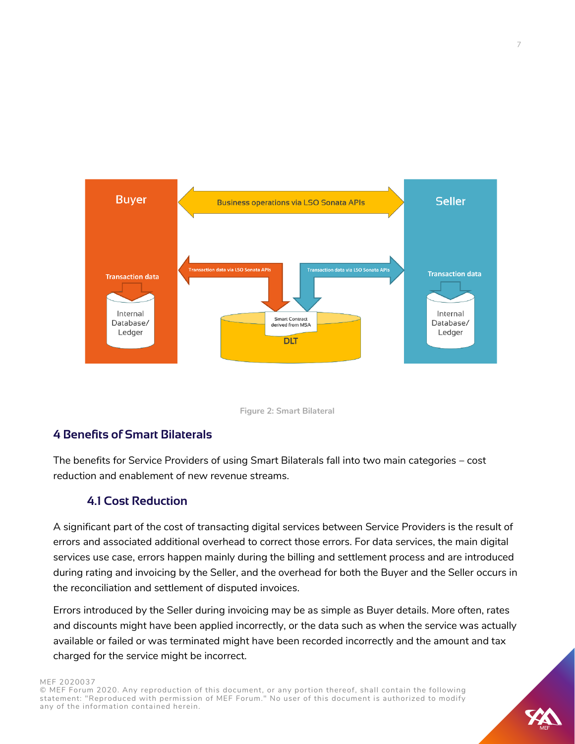Figure 2: Smart Bilateral

## 4 Benefits of Smart Bilaterals

The benefits for Service Providers of using Smart Bilaterals fall into two main categories – cost reduction and enablement of new revenue streams.

### 4.1 Cost Reduction

A significant part of the cost of transacting digital services between Service Providers is the result of errors and associated additional overhead to correct those errors. For data services, the main digital services use case, errors happen mainly during the billing and settlement process and are introduced during rating and invoicing by the Seller, and the overhead for both the Buyer and the Seller occurs in the reconciliation and settlement of disputed invoices.

Errors introduced by the Seller during invoicing may be as simple as Buyer details. More often, rates and discounts might have been applied incorrectly, or the data such as when the service was actually available or failed or was terminated might have been recorded incorrectly and the amount and tax charged for the service might be incorrect.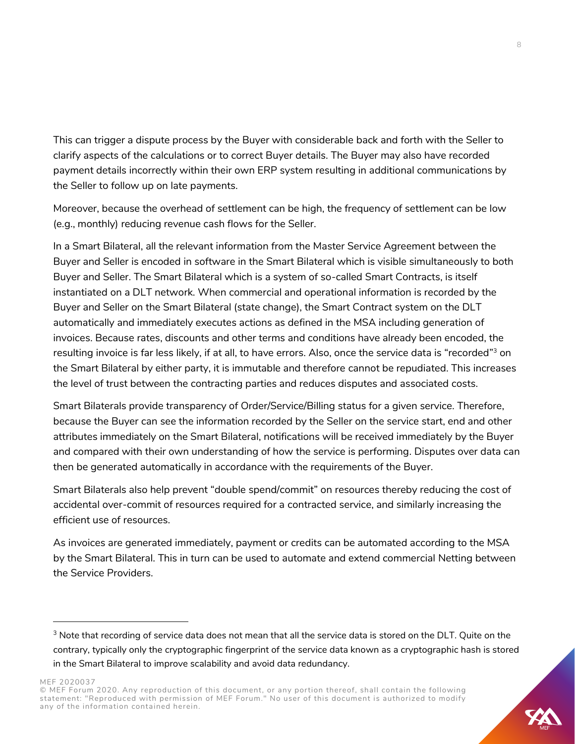This can trigger a dispute process by the Buyer with considerable back and forth with the Seller to clarify aspects of the calculations or to correct Buyer details. The Buyer may also have recorded payment details incorrectly within their own ERP system resulting in additional communications by the Seller to follow up on late payments.

Moreover, because the overhead of settlement can be high, the frequency of settlement can be low (e.g., monthly) reducing revenue cash flows for the Seller.

In a Smart Bilateral, all the relevant information from the Master Service Agreement between the Buyer and Seller is encoded in software in the Smart Bilateral which is visible simultaneously to both Buyer and Seller. The Smart Bilateral which is a system of so-called Smart Contracts, is itself instantiated on a DLT network. When commercial and operational information is recorded by the Buyer and Seller on the Smart Bilateral (state change), the Smart Contract system on the DLT automatically and immediately executes actions as defined in the MSA including generation of invoices. Because rates, discounts and other terms and conditions have already been encoded, the resulting invoice is far less likely, if at all, to have errors. Also, once the service data is "recorded"[3] on the Smart Bilateral by either party, it is immutable and therefore cannot be repudiated. This increases the level of trust between the contracting parties and reduces disputes and associated costs.

Smart Bilaterals provide transparency of Order/Service/Billing status for a given service. Therefore, because the Buyer can see the information recorded by the Seller on the service start, end and other attributes immediately on the Smart Bilateral, notifications will be received immediately by the Buyer and compared with their own understanding of how the service is performing. Disputes over data can then be generated automatically in accordance with the requirements of the Buyer.

Smart Bilaterals also help prevent "double spend/commit" on resources thereby reducing the cost of accidental over-commit of resources required for a contracted service, and similarly increasing the efficient use of resources.

As invoices are generated immediately, payment or credits can be automated according to the MSA by the Smart Bilateral. This in turn can be used to automate and extend commercial Netting between the Service Providers.

---

[3] Note that recording of service data does not mean that all the service data is stored on the DLT. Quite on the contrary, typically only the cryptographic fingerprint of the service data known as a cryptographic hash is stored in the Smart Bilateral to improve scalability and avoid data redundancy.

MEF 2020037
© MEF Forum 2020. Any reproduction of this document, or any portion thereof, shall contain the following statement: "Reproduced with permission of MEF Forum." No user of this document is authorized to modify any of the information contained herein.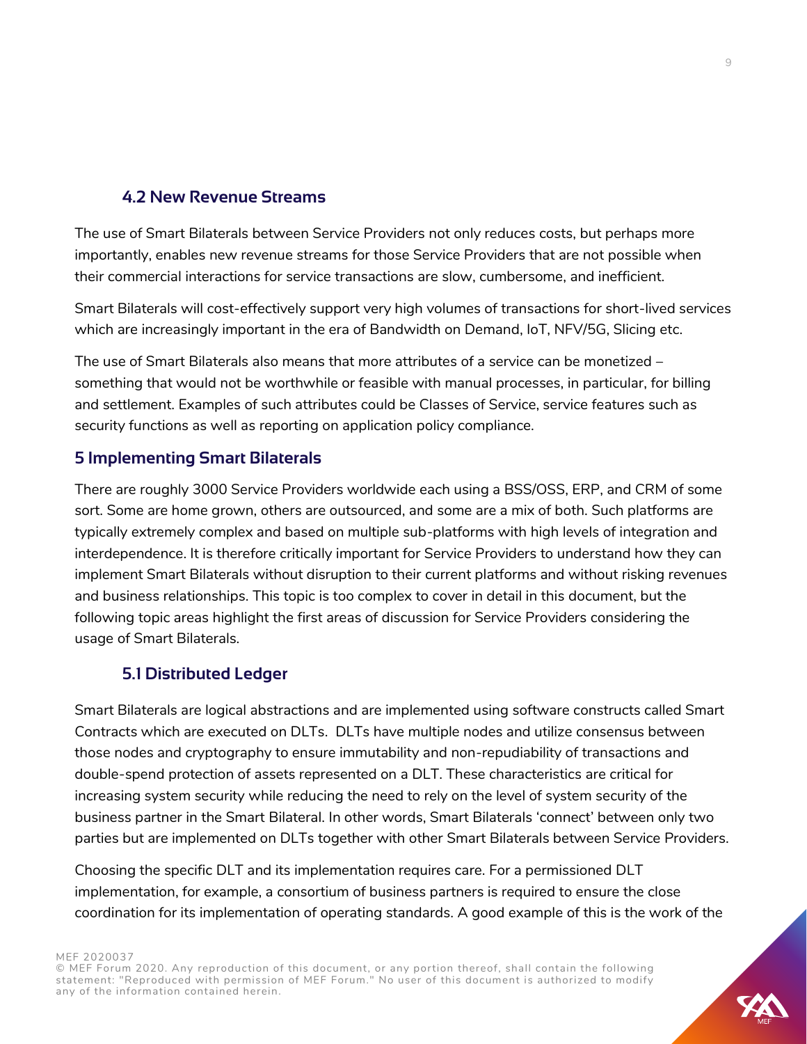### 4.2 New Revenue Streams

The use of Smart Bilaterals between Service Providers not only reduces costs, but perhaps more importantly, enables new revenue streams for those Service Providers that are not possible when their commercial interactions for service transactions are slow, cumbersome, and inefficient.

Smart Bilaterals will cost-effectively support very high volumes of transactions for short-lived services which are increasingly important in the era of Bandwidth on Demand, IoT, NFV/5G, Slicing etc.

The use of Smart Bilaterals also means that more attributes of a service can be monetized – something that would not be worthwhile or feasible with manual processes, in particular, for billing and settlement. Examples of such attributes could be Classes of Service, service features such as security functions as well as reporting on application policy compliance.

## 5 Implementing Smart Bilaterals

There are roughly 3000 Service Providers worldwide each using a BSS/OSS, ERP, and CRM of some sort. Some are home grown, others are outsourced, and some are a mix of both. Such platforms are typically extremely complex and based on multiple sub-platforms with high levels of integration and interdependence. It is therefore critically important for Service Providers to understand how they can implement Smart Bilaterals without disruption to their current platforms and without risking revenues and business relationships. This topic is too complex to cover in detail in this document, but the following topic areas highlight the first areas of discussion for Service Providers considering the usage of Smart Bilaterals.

### 5.1 Distributed Ledger

Smart Bilaterals are logical abstractions and are implemented using software constructs called Smart Contracts which are executed on DLTs. DLTs have multiple nodes and utilize consensus between those nodes and cryptography to ensure immutability and non-repudiability of transactions and double-spend protection of assets represented on a DLT. These characteristics are critical for increasing system security while reducing the need to rely on the level of system security of the business partner in the Smart Bilateral. In other words, Smart Bilaterals 'connect' between only two parties but are implemented on DLTs together with other Smart Bilaterals between Service Providers.

Choosing the specific DLT and its implementation requires care. For a permissioned DLT implementation, for example, a consortium of business partners is required to ensure the close coordination for its implementation of operating standards. A good example of this is the work of the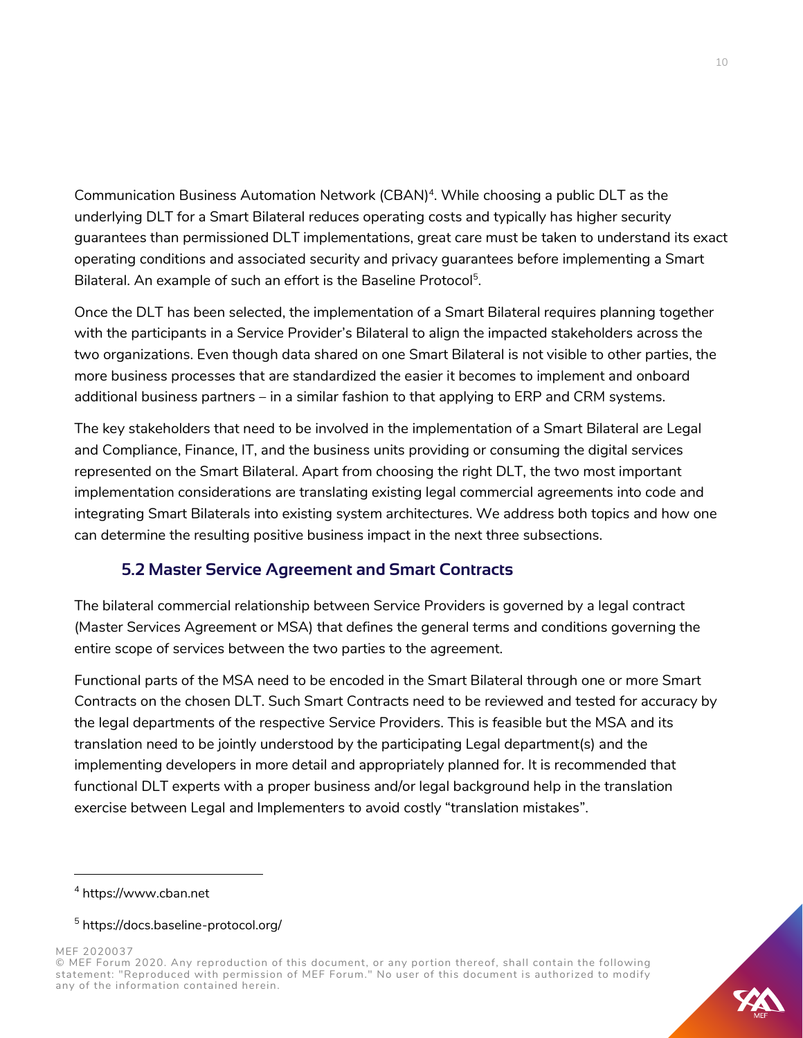Communication Business Automation Network (CBAN)[4]. While choosing a public DLT as the underlying DLT for a Smart Bilateral reduces operating costs and typically has higher security guarantees than permissioned DLT implementations, great care must be taken to understand its exact operating conditions and associated security and privacy guarantees before implementing a Smart Bilateral. An example of such an effort is the Baseline Protocol[5].

Once the DLT has been selected, the implementation of a Smart Bilateral requires planning together with the participants in a Service Provider's Bilateral to align the impacted stakeholders across the two organizations. Even though data shared on one Smart Bilateral is not visible to other parties, the more business processes that are standardized the easier it becomes to implement and onboard additional business partners – in a similar fashion to that applying to ERP and CRM systems.

The key stakeholders that need to be involved in the implementation of a Smart Bilateral are Legal and Compliance, Finance, IT, and the business units providing or consuming the digital services represented on the Smart Bilateral. Apart from choosing the right DLT, the two most important implementation considerations are translating existing legal commercial agreements into code and integrating Smart Bilaterals into existing system architectures. We address both topics and how one can determine the resulting positive business impact in the next three subsections.

## 5.2 Master Service Agreement and Smart Contracts

The bilateral commercial relationship between Service Providers is governed by a legal contract (Master Services Agreement or MSA) that defines the general terms and conditions governing the entire scope of services between the two parties to the agreement.

Functional parts of the MSA need to be encoded in the Smart Bilateral through one or more Smart Contracts on the chosen DLT. Such Smart Contracts need to be reviewed and tested for accuracy by the legal departments of the respective Service Providers. This is feasible but the MSA and its translation need to be jointly understood by the participating Legal department(s) and the implementing developers in more detail and appropriately planned for. It is recommended that functional DLT experts with a proper business and/or legal background help in the translation exercise between Legal and Implementers to avoid costly "translation mistakes".

---

[4] https://www.cban.net

[5] https://docs.baseline-protocol.org/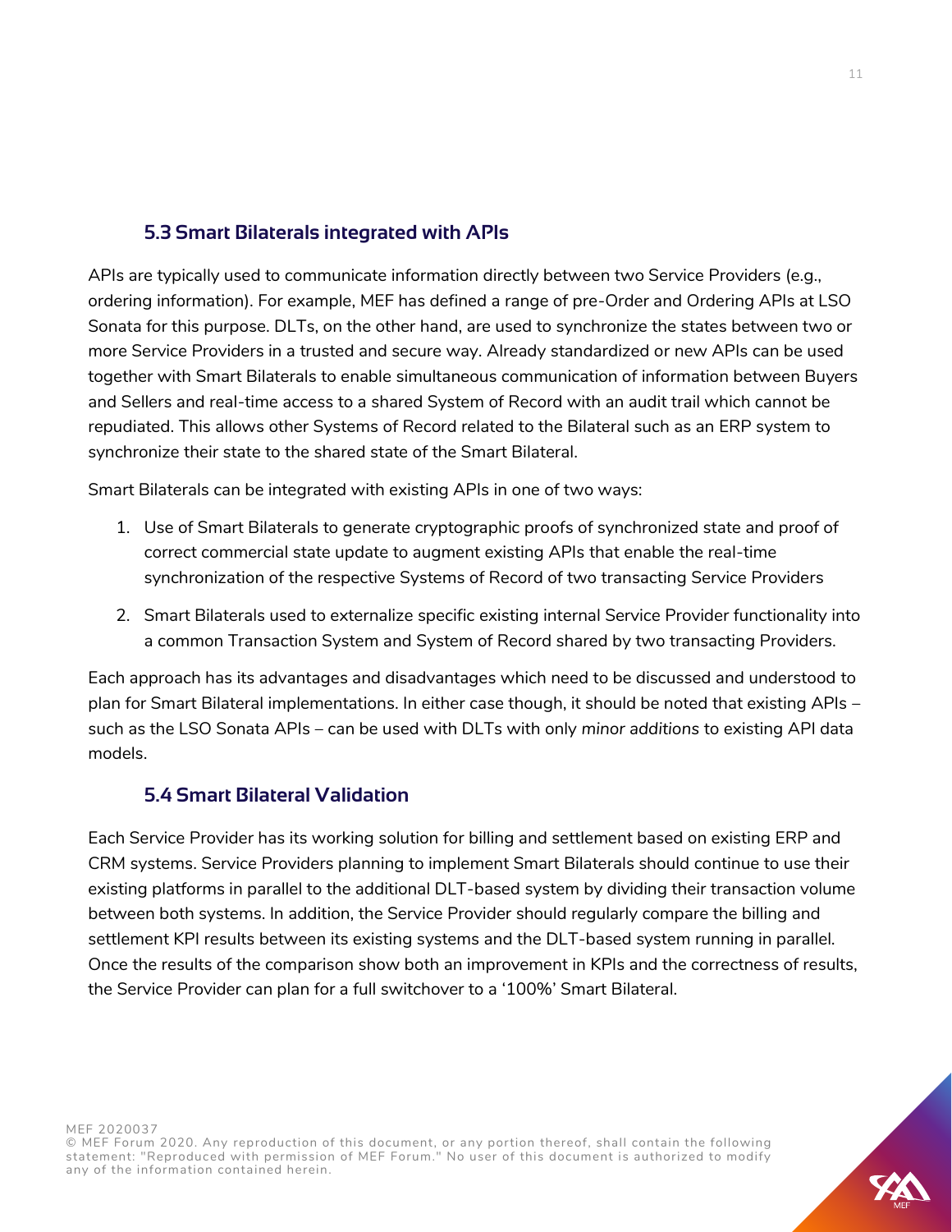### 5.3 Smart Bilaterals integrated with APIs

APIs are typically used to communicate information directly between two Service Providers (e.g., ordering information). For example, MEF has defined a range of pre-Order and Ordering APIs at LSO Sonata for this purpose. DLTs, on the other hand, are used to synchronize the states between two or more Service Providers in a trusted and secure way. Already standardized or new APIs can be used together with Smart Bilaterals to enable simultaneous communication of information between Buyers and Sellers and real-time access to a shared System of Record with an audit trail which cannot be repudiated. This allows other Systems of Record related to the Bilateral such as an ERP system to synchronize their state to the shared state of the Smart Bilateral.

Smart Bilaterals can be integrated with existing APIs in one of two ways:

1. Use of Smart Bilaterals to generate cryptographic proofs of synchronized state and proof of correct commercial state update to augment existing APIs that enable the real-time synchronization of the respective Systems of Record of two transacting Service Providers
2. Smart Bilaterals used to externalize specific existing internal Service Provider functionality into a common Transaction System and System of Record shared by two transacting Providers.

Each approach has its advantages and disadvantages which need to be discussed and understood to plan for Smart Bilateral implementations. In either case though, it should be noted that existing APIs – such as the LSO Sonata APIs – can be used with DLTs with only *minor additions* to existing API data models.

### 5.4 Smart Bilateral Validation

Each Service Provider has its working solution for billing and settlement based on existing ERP and CRM systems. Service Providers planning to implement Smart Bilaterals should continue to use their existing platforms in parallel to the additional DLT-based system by dividing their transaction volume between both systems. In addition, the Service Provider should regularly compare the billing and settlement KPI results between its existing systems and the DLT-based system running in parallel. Once the results of the comparison show both an improvement in KPIs and the correctness of results, the Service Provider can plan for a full switchover to a '100%' Smart Bilateral.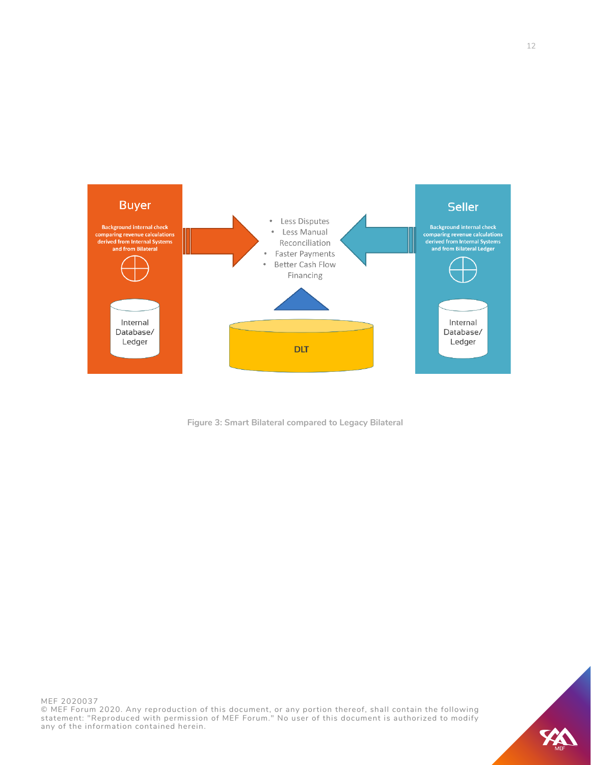**Buyer**

Background internal check comparing revenue calculations derived from Internal Systems and from Bilateral

Internal Database/ Ledger

- Less Disputes
- Less Manual Reconciliation
- Faster Payments
- Better Cash Flow Financing

DLT

**Seller**

Background internal check comparing revenue calculations derived from Internal Systems and from Bilateral Ledger

Internal Database/ Ledger

**Figure 3: Smart Bilateral compared to Legacy Bilateral**

MEF 2020037
© MEF Forum 2020. Any reproduction of this document, or any portion thereof, shall contain the following statement: "Reproduced with permission of MEF Forum." No user of this document is authorized to modify any of the information contained herein.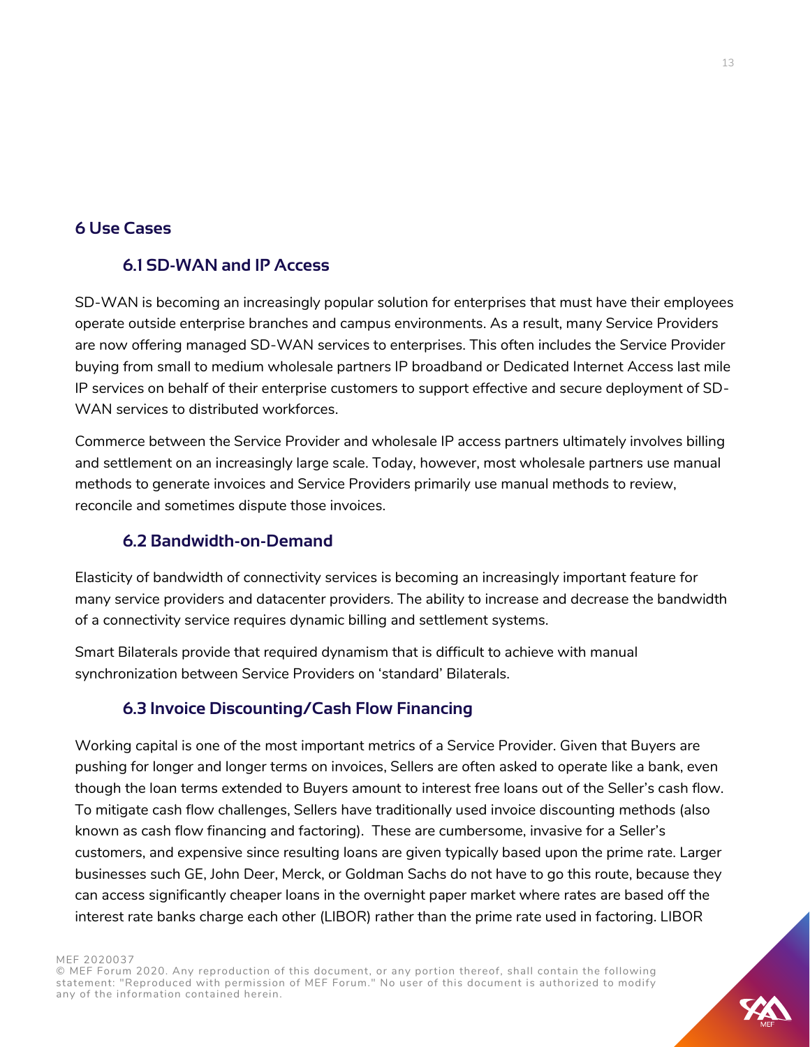# 6 Use Cases

## 6.1 SD-WAN and IP Access

SD-WAN is becoming an increasingly popular solution for enterprises that must have their employees operate outside enterprise branches and campus environments. As a result, many Service Providers are now offering managed SD-WAN services to enterprises. This often includes the Service Provider buying from small to medium wholesale partners IP broadband or Dedicated Internet Access last mile IP services on behalf of their enterprise customers to support effective and secure deployment of SD-WAN services to distributed workforces.

Commerce between the Service Provider and wholesale IP access partners ultimately involves billing and settlement on an increasingly large scale. Today, however, most wholesale partners use manual methods to generate invoices and Service Providers primarily use manual methods to review, reconcile and sometimes dispute those invoices.

## 6.2 Bandwidth-on-Demand

Elasticity of bandwidth of connectivity services is becoming an increasingly important feature for many service providers and datacenter providers. The ability to increase and decrease the bandwidth of a connectivity service requires dynamic billing and settlement systems.

Smart Bilaterals provide that required dynamism that is difficult to achieve with manual synchronization between Service Providers on 'standard' Bilaterals.

## 6.3 Invoice Discounting/Cash Flow Financing

Working capital is one of the most important metrics of a Service Provider. Given that Buyers are pushing for longer and longer terms on invoices, Sellers are often asked to operate like a bank, even though the loan terms extended to Buyers amount to interest free loans out of the Seller's cash flow. To mitigate cash flow challenges, Sellers have traditionally used invoice discounting methods (also known as cash flow financing and factoring). These are cumbersome, invasive for a Seller's customers, and expensive since resulting loans are given typically based upon the prime rate. Larger businesses such GE, John Deer, Merck, or Goldman Sachs do not have to go this route, because they can access significantly cheaper loans in the overnight paper market where rates are based off the interest rate banks charge each other (LIBOR) rather than the prime rate used in factoring. LIBOR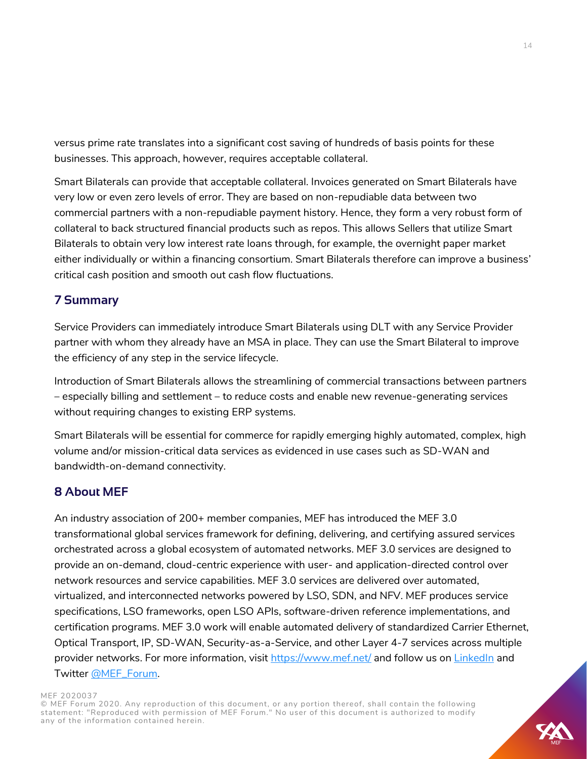versus prime rate translates into a significant cost saving of hundreds of basis points for these businesses. This approach, however, requires acceptable collateral.

Smart Bilaterals can provide that acceptable collateral. Invoices generated on Smart Bilaterals have very low or even zero levels of error. They are based on non-repudiable data between two commercial partners with a non-repudiable payment history. Hence, they form a very robust form of collateral to back structured financial products such as repos. This allows Sellers that utilize Smart Bilaterals to obtain very low interest rate loans through, for example, the overnight paper market either individually or within a financing consortium. Smart Bilaterals therefore can improve a business' critical cash position and smooth out cash flow fluctuations.

## 7 Summary

Service Providers can immediately introduce Smart Bilaterals using DLT with any Service Provider partner with whom they already have an MSA in place. They can use the Smart Bilateral to improve the efficiency of any step in the service lifecycle.

Introduction of Smart Bilaterals allows the streamlining of commercial transactions between partners – especially billing and settlement – to reduce costs and enable new revenue-generating services without requiring changes to existing ERP systems.

Smart Bilaterals will be essential for commerce for rapidly emerging highly automated, complex, high volume and/or mission-critical data services as evidenced in use cases such as SD-WAN and bandwidth-on-demand connectivity.

## 8 About MEF

An industry association of 200+ member companies, MEF has introduced the MEF 3.0 transformational global services framework for defining, delivering, and certifying assured services orchestrated across a global ecosystem of automated networks. MEF 3.0 services are designed to provide an on-demand, cloud-centric experience with user- and application-directed control over network resources and service capabilities. MEF 3.0 services are delivered over automated, virtualized, and interconnected networks powered by LSO, SDN, and NFV. MEF produces service specifications, LSO frameworks, open LSO APIs, software-driven reference implementations, and certification programs. MEF 3.0 work will enable automated delivery of standardized Carrier Ethernet, Optical Transport, IP, SD-WAN, Security-as-a-Service, and other Layer 4-7 services across multiple provider networks. For more information, visit [https://www.mef.net/](https://www.mef.net/) and follow us on [LinkedIn]() and Twitter [@MEF_Forum]().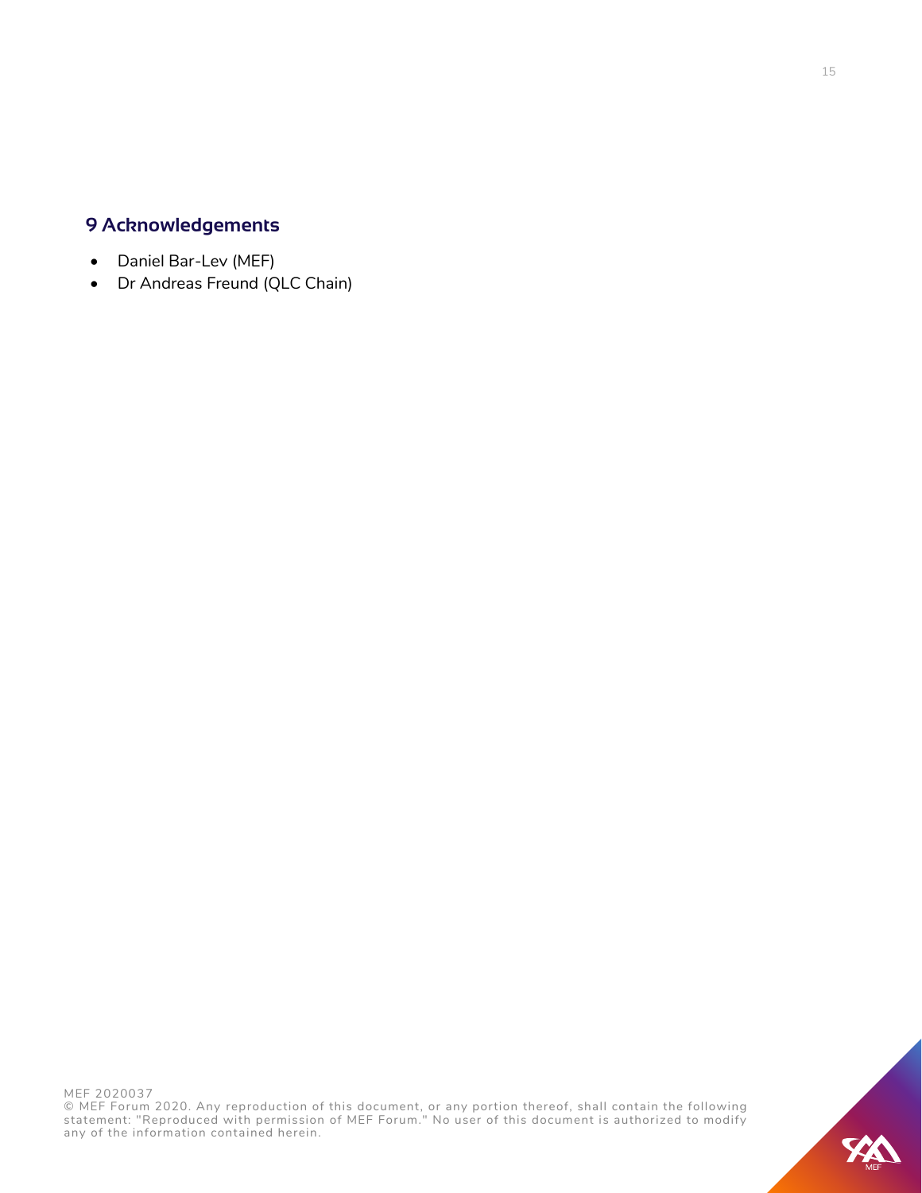## 9 Acknowledgements

- Daniel Bar-Lev (MEF)
- Dr Andreas Freund (QLC Chain)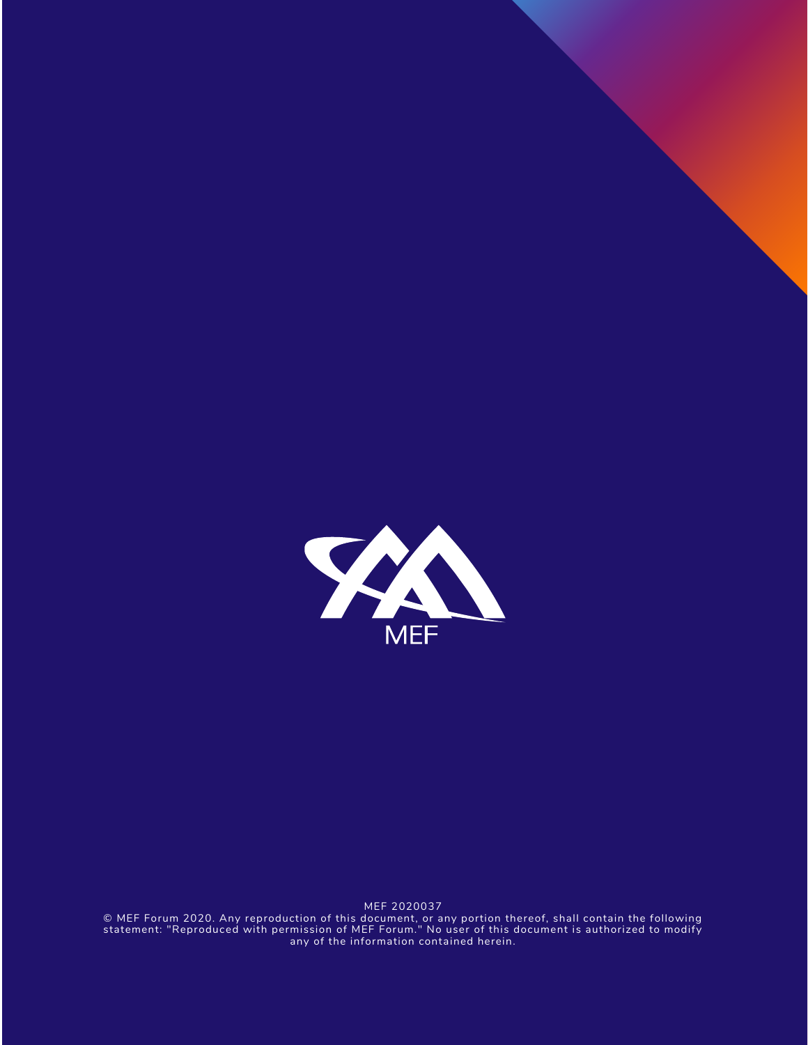MEF

MEF 2020037

© MEF Forum 2020. Any reproduction of this document, or any portion thereof, shall contain the following statement: "Reproduced with permission of MEF Forum." No user of this document is authorized to modify any of the information contained herein.